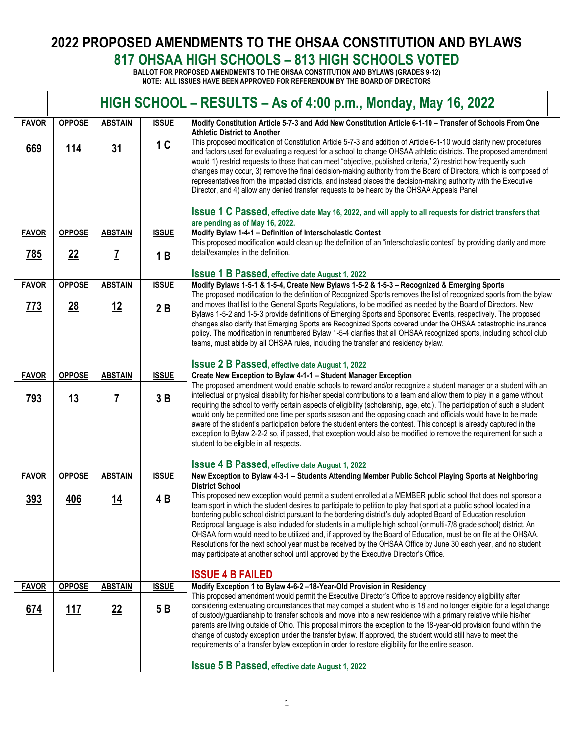# 2022 PROPOSED AMENDMENTS TO THE OHSAA CONSTITUTION AND BYLAWS

## 817 OHSAA HIGH SCHOOLS – 813 HIGH SCHOOLS VOTED

**BALLOT FOR PROPOSED AMENDMENTS TO THE OHSAA CONSTITUTION AND BYLAWS (GRADES 9-12)**

**NOTE: ALL ISSUES HAVE BEEN APPROVED FOR REFERENDUM BY THE BOARD OF DIRECTORS**

## HIGH SCHOOL – RESULTS – As of 4:00 p.m., Monday, May 16, 2022

| FAVOR | OPPOSE | ABSTAIN | ISSUE | |
|---|---|---|---|---|
| 669 | 114 | 31 | 1 C | **Modify Constitution Article 5-7-3 and Add New Constitution Article 6-1-10 – Transfer of Schools From One Athletic District to Another** This proposed modification of Constitution Article 5-7-3 and addition of Article 6-1-10 would clarify new procedures and factors used for evaluating a request for a school to change OHSAA athletic districts. The proposed amendment would 1) restrict requests to those that can meet "objective, published criteria," 2) restrict how frequently such changes may occur, 3) remove the final decision-making authority from the Board of Directors, which is composed of representatives from the impacted districts, and instead places the decision-making authority with the Executive Director, and 4) allow any denied transfer requests to be heard by the OHSAA Appeals Panel. **Issue 1 C Passed, effective date May 16, 2022, and will apply to all requests for district transfers that are pending as of May 16, 2022.** |
| **FAVOR** | **OPPOSE** | **ABSTAIN** | **ISSUE** | |
| 785 | 22 | 7 | 1 B | **Modify Bylaw 1-4-1 – Definition of Interscholastic Contest** This proposed modification would clean up the definition of an "interscholastic contest" by providing clarity and more detail/examples in the definition. **Issue 1 B Passed, effective date August 1, 2022** |
| **FAVOR** | **OPPOSE** | **ABSTAIN** | **ISSUE** | |
| 773 | 28 | 12 | 2 B | **Modify Bylaws 1-5-1 & 1-5-4, Create New Bylaws 1-5-2 & 1-5-3 – Recognized & Emerging Sports** The proposed modification to the definition of Recognized Sports removes the list of recognized sports from the bylaw and moves that list to the General Sports Regulations, to be modified as needed by the Board of Directors. New Bylaws 1-5-2 and 1-5-3 provide definitions of Emerging Sports and Sponsored Events, respectively. The proposed changes also clarify that Emerging Sports are Recognized Sports covered under the OHSAA catastrophic insurance policy. The modification in renumbered Bylaw 1-5-4 clarifies that all OHSAA recognized sports, including school club teams, must abide by all OHSAA rules, including the transfer and residency bylaw. **Issue 2 B Passed, effective date August 1, 2022** |
| **FAVOR** | **OPPOSE** | **ABSTAIN** | **ISSUE** | |
| 793 | 13 | 7 | 3 B | **Create New Exception to Bylaw 4-1-1 – Student Manager Exception** The proposed amendment would enable schools to reward and/or recognize a student manager or a student with an intellectual or physical disability for his/her special contributions to a team and allow them to play in a game without requiring the school to verify certain aspects of eligibility (scholarship, age, etc.). The participation of such a student would only be permitted one time per sports season and the opposing coach and officials would have to be made aware of the student's participation before the student enters the contest. This concept is already captured in the exception to Bylaw 2-2-2 so, if passed, that exception would also be modified to remove the requirement for such a student to be eligible in all respects. **Issue 4 B Passed, effective date August 1, 2022** |
| **FAVOR** | **OPPOSE** | **ABSTAIN** | **ISSUE** | |
| 393 | 406 | 14 | 4 B | **New Exception to Bylaw 4-3-1 – Students Attending Member Public School Playing Sports at Neighboring District School** This proposed new exception would permit a student enrolled at a MEMBER public school that does not sponsor a team sport in which the student desires to participate to petition to play that sport at a public school located in a bordering public school district pursuant to the bordering district's duly adopted Board of Education resolution. Reciprocal language is also included for students in a multiple high school (or multi-7/8 grade school) district. An OHSAA form would need to be utilized and, if approved by the Board of Education, must be on file at the OHSAA. Resolutions for the next school year must be received by the OHSAA Office by June 30 each year, and no student may participate at another school until approved by the Executive Director's Office. **ISSUE 4 B FAILED** |
| **FAVOR** | **OPPOSE** | **ABSTAIN** | **ISSUE** | |
| 674 | 117 | 22 | 5 B | **Modify Exception 1 to Bylaw 4-6-2 –18-Year-Old Provision in Residency** This proposed amendment would permit the Executive Director's Office to approve residency eligibility after considering extenuating circumstances that may compel a student who is 18 and no longer eligible for a legal change of custody/guardianship to transfer schools and move into a new residence with a primary relative while his/her parents are living outside of Ohio. This proposal mirrors the exception to the 18-year-old provision found within the change of custody exception under the transfer bylaw. If approved, the student would still have to meet the requirements of a transfer bylaw exception in order to restore eligibility for the entire season. **Issue 5 B Passed, effective date August 1, 2022** |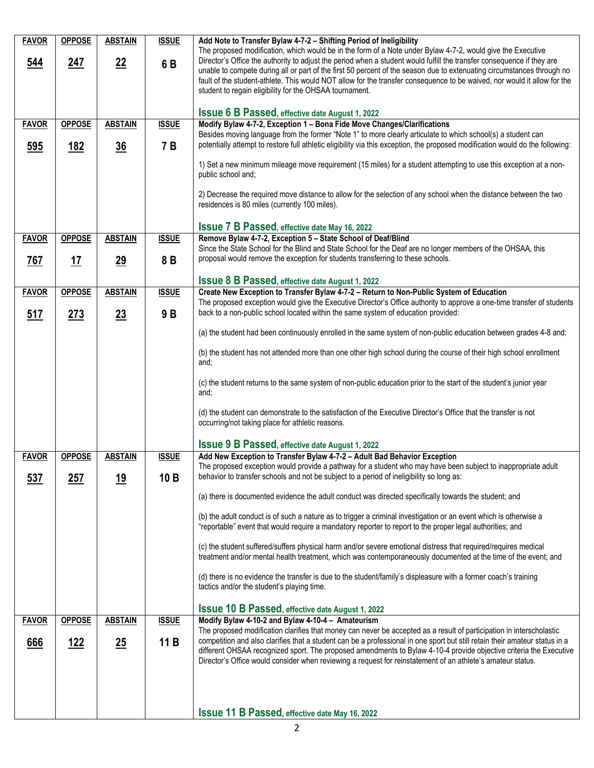| FAVOR | OPPOSE | ABSTAIN | ISSUE | |
|---|---|---|---|---|
| **544** | **247** | **22** | **6 B** | **Add Note to Transfer Bylaw 4-7-2 – Shifting Period of Ineligibility**<br>The proposed modification, which would be in the form of a Note under Bylaw 4-7-2, would give the Executive Director's Office the authority to adjust the period when a student would fulfill the transfer consequence if they are unable to compete during all or part of the first 50 percent of the season due to extenuating circumstances through no fault of the student-athlete. This would NOT allow for the transfer consequence to be waived, nor would it allow for the student to regain eligibility for the OHSAA tournament.<br><br>**Issue 6 B Passed, effective date August 1, 2022** |
| **595** | **182** | **36** | **7 B** | **Modify Bylaw 4-7-2, Exception 1 – Bona Fide Move Changes/Clarifications**<br>Besides moving language from the former "Note 1" to more clearly articulate to which school(s) a student can potentially attempt to restore full athletic eligibility via this exception, the proposed modification would do the following:<br><br>1) Set a new minimum mileage move requirement (15 miles) for a student attempting to use this exception at a non-public school and;<br><br>2) Decrease the required move distance to allow for the selection of any school when the distance between the two residences is 80 miles (currently 100 miles).<br><br>**Issue 7 B Passed, effective date May 16, 2022** |
| **767** | **17** | **29** | **8 B** | **Remove Bylaw 4-7-2, Exception 5 – State School of Deaf/Blind**<br>Since the State School for the Blind and State School for the Deaf are no longer members of the OHSAA, this proposal would remove the exception for students transferring to these schools.<br><br>**Issue 8 B Passed, effective date August 1, 2022** |
| **517** | **273** | **23** | **9 B** | **Create New Exception to Transfer Bylaw 4-7-2 – Return to Non-Public System of Education**<br>The proposed exception would give the Executive Director's Office authority to approve a one-time transfer of students back to a non-public school located within the same system of education provided:<br><br>(a) the student had been continuously enrolled in the same system of non-public education between grades 4-8 and;<br><br>(b) the student has not attended more than one other high school during the course of their high school enrollment and;<br><br>(c) the student returns to the same system of non-public education prior to the start of the student's junior year and;<br><br>(d) the student can demonstrate to the satisfaction of the Executive Director's Office that the transfer is not occurring/not taking place for athletic reasons.<br><br>**Issue 9 B Passed, effective date August 1, 2022** |
| **537** | **257** | **19** | **10 B** | **Add New Exception to Transfer Bylaw 4-7-2 – Adult Bad Behavior Exception**<br>The proposed exception would provide a pathway for a student who may have been subject to inappropriate adult behavior to transfer schools and not be subject to a period of ineligibility so long as:<br><br>(a) there is documented evidence the adult conduct was directed specifically towards the student; and<br><br>(b) the adult conduct is of such a nature as to trigger a criminal investigation or an event which is otherwise a "reportable" event that would require a mandatory reporter to report to the proper legal authorities; and<br><br>(c) the student suffered/suffers physical harm and/or severe emotional distress that required/requires medical treatment and/or mental health treatment, which was contemporaneously documented at the time of the event; and<br><br>(d) there is no evidence the transfer is due to the student/family's displeasure with a former coach's training tactics and/or the student's playing time.<br><br>**Issue 10 B Passed, effective date August 1, 2022** |
| **666** | **122** | **25** | **11 B** | **Modify Bylaw 4-10-2 and Bylaw 4-10-4 – Amateurism**<br>The proposed modification clarifies that money can never be accepted as a result of participation in interscholastic competition and also clarifies that a student can be a professional in one sport but still retain their amateur status in a different OHSAA recognized sport. The proposed amendments to Bylaw 4-10-4 provide objective criteria the Executive Director's Office would consider when reviewing a request for reinstatement of an athlete's amateur status.<br><br>**Issue 11 B Passed, effective date May 16, 2022** |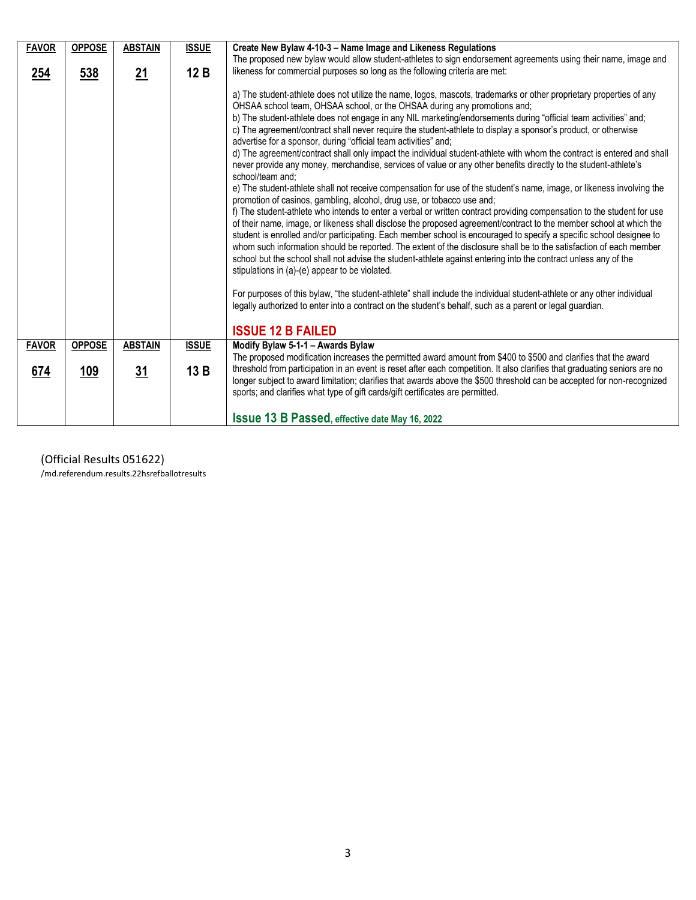| FAVOR | OPPOSE | ABSTAIN | ISSUE | |
|---|---|---|---|---|
| **254** | **538** | **21** | **12 B** | **Create New Bylaw 4-10-3 – Name Image and Likeness Regulations**<br>The proposed new bylaw would allow student-athletes to sign endorsement agreements using their name, image and likeness for commercial purposes so long as the following criteria are met:<br><br>a) The student-athlete does not utilize the name, logos, mascots, trademarks or other proprietary properties of any OHSAA school team, OHSAA school, or the OHSAA during any promotions and;<br>b) The student-athlete does not engage in any NIL marketing/endorsements during "official team activities" and;<br>c) The agreement/contract shall never require the student-athlete to display a sponsor's product, or otherwise advertise for a sponsor, during "official team activities" and;<br>d) The agreement/contract shall only impact the individual student-athlete with whom the contract is entered and shall never provide any money, merchandise, services of value or any other benefits directly to the student-athlete's school/team and;<br>e) The student-athlete shall not receive compensation for use of the student's name, image, or likeness involving the promotion of casinos, gambling, alcohol, drug use, or tobacco use and;<br>f) The student-athlete who intends to enter a verbal or written contract providing compensation to the student for use of their name, image, or likeness shall disclose the proposed agreement/contract to the member school at which the student is enrolled and/or participating. Each member school is encouraged to specify a specific school designee to whom such information should be reported. The extent of the disclosure shall be to the satisfaction of each member school but the school shall not advise the student-athlete against entering into the contract unless any of the stipulations in (a)-(e) appear to be violated.<br><br>For purposes of this bylaw, "the student-athlete" shall include the individual student-athlete or any other individual legally authorized to enter into a contract on the student's behalf, such as a parent or legal guardian.<br><br>**ISSUE 12 B FAILED** |
| **FAVOR** | **OPPOSE** | **ABSTAIN** | **ISSUE** | **Modify Bylaw 5-1-1 – Awards Bylaw** |
| **674** | **109** | **31** | **13 B** | The proposed modification increases the permitted award amount from $400 to $500 and clarifies that the award threshold from participation in an event is reset after each competition. It also clarifies that graduating seniors are no longer subject to award limitation; clarifies that awards above the $500 threshold can be accepted for non-recognized sports; and clarifies what type of gift cards/gift certificates are permitted.<br><br>**Issue 13 B Passed, effective date May 16, 2022** |

(Official Results 051622)

/md.referendum.results.22hsrefballotresults